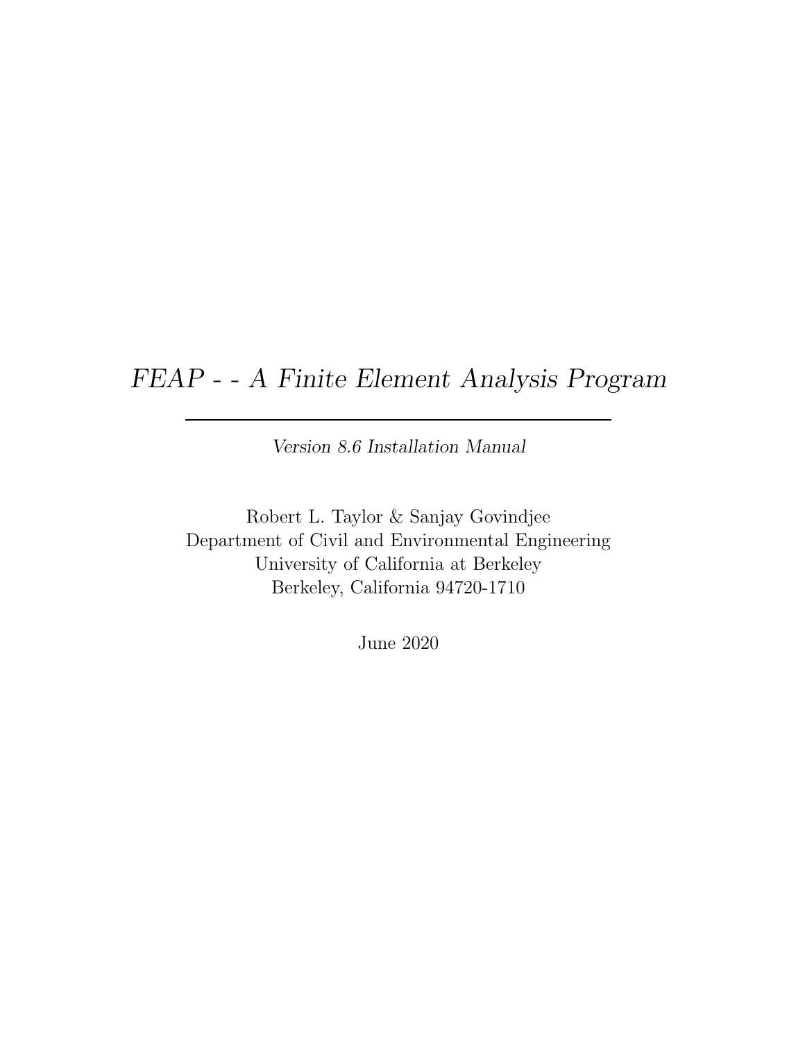# *FEAP - - A Finite Element Analysis Program*

---

*Version 8.6 Installation Manual*

Robert L. Taylor & Sanjay Govindjee
Department of Civil and Environmental Engineering
University of California at Berkeley
Berkeley, California 94720-1710

June 2020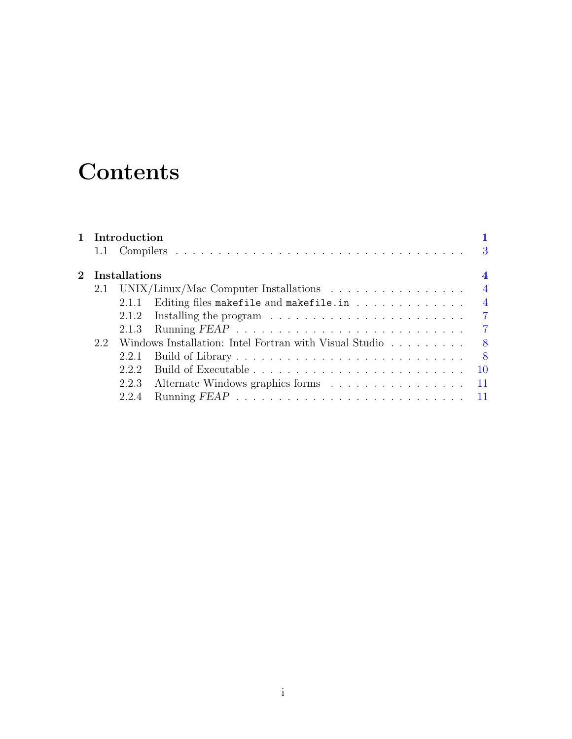# Contents

**1 Introduction** **1**

1.1 Compilers . . . . . . . . . . . . . . . . . . . . . . . . . . . . . . . . . 3

**2 Installations** **4**

2.1 UNIX/Linux/Mac Computer Installations . . . . . . . . . . . . . . . . . 4

2.1.1 Editing files `makefile` and `makefile.in` . . . . . . . . . . . . . . 4

2.1.2 Installing the program . . . . . . . . . . . . . . . . . . . . . . . . 7

2.1.3 Running *FEAP* . . . . . . . . . . . . . . . . . . . . . . . . . . . 7

2.2 Windows Installation: Intel Fortran with Visual Studio . . . . . . . . . . 8

2.2.1 Build of Library . . . . . . . . . . . . . . . . . . . . . . . . . . . 8

2.2.2 Build of Executable . . . . . . . . . . . . . . . . . . . . . . . . . . 10

2.2.3 Alternate Windows graphics forms . . . . . . . . . . . . . . . . . 11

2.2.4 Running *FEAP* . . . . . . . . . . . . . . . . . . . . . . . . . . . 11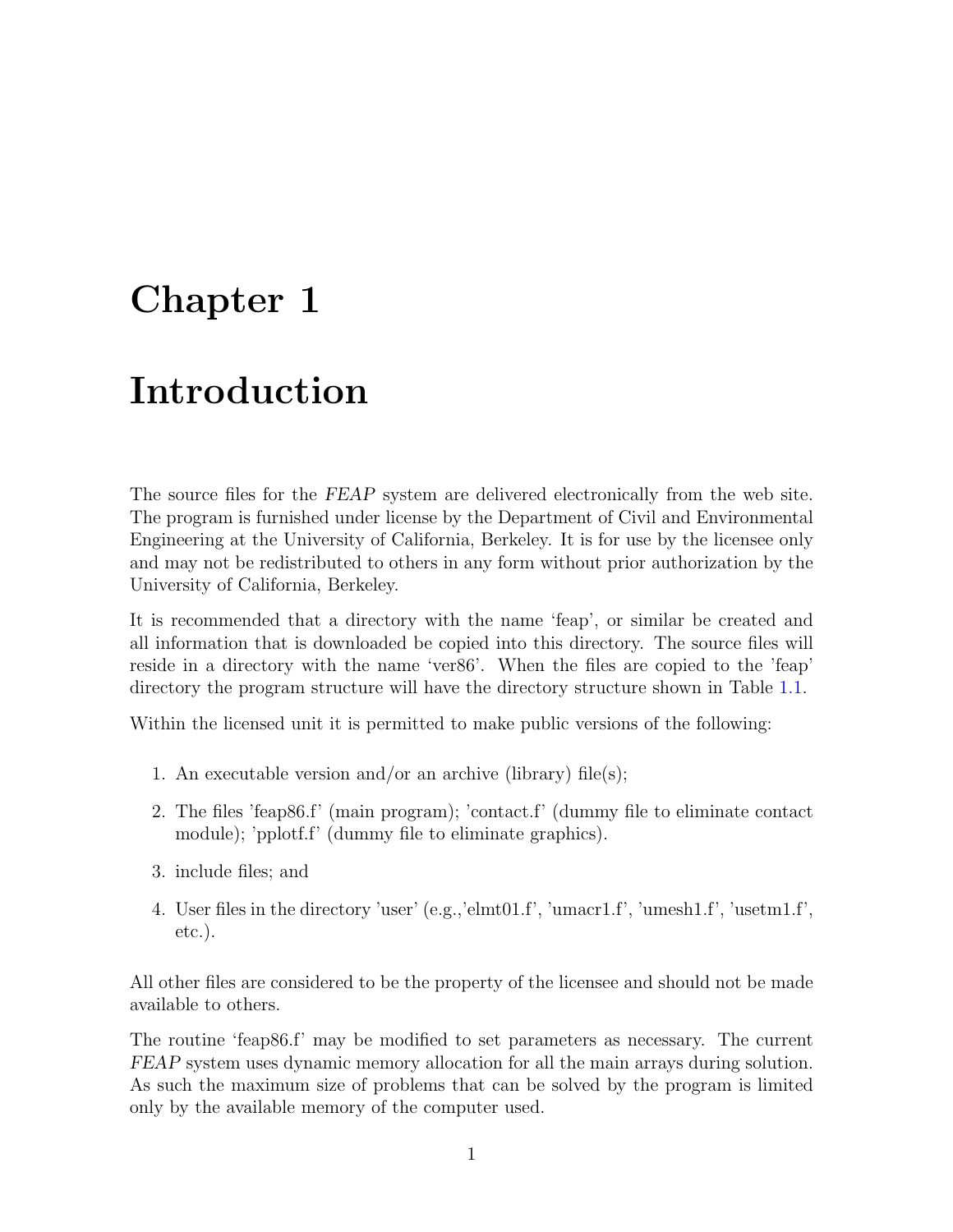# Chapter 1

# Introduction

The source files for the *FEAP* system are delivered electronically from the web site. The program is furnished under license by the Department of Civil and Environmental Engineering at the University of California, Berkeley. It is for use by the licensee only and may not be redistributed to others in any form without prior authorization by the University of California, Berkeley.

It is recommended that a directory with the name 'feap', or similar be created and all information that is downloaded be copied into this directory. The source files will reside in a directory with the name 'ver86'. When the files are copied to the 'feap' directory the program structure will have the directory structure shown in Table 1.1.

Within the licensed unit it is permitted to make public versions of the following:

1. An executable version and/or an archive (library) file(s);
2. The files 'feap86.f' (main program); 'contact.f' (dummy file to eliminate contact module); 'pplotf.f' (dummy file to eliminate graphics).
3. include files; and
4. User files in the directory 'user' (e.g.,'elmt01.f', 'umacr1.f', 'umesh1.f', 'usetm1.f', etc.).

All other files are considered to be the property of the licensee and should not be made available to others.

The routine 'feap86.f' may be modified to set parameters as necessary. The current *FEAP* system uses dynamic memory allocation for all the main arrays during solution. As such the maximum size of problems that can be solved by the program is limited only by the available memory of the computer used.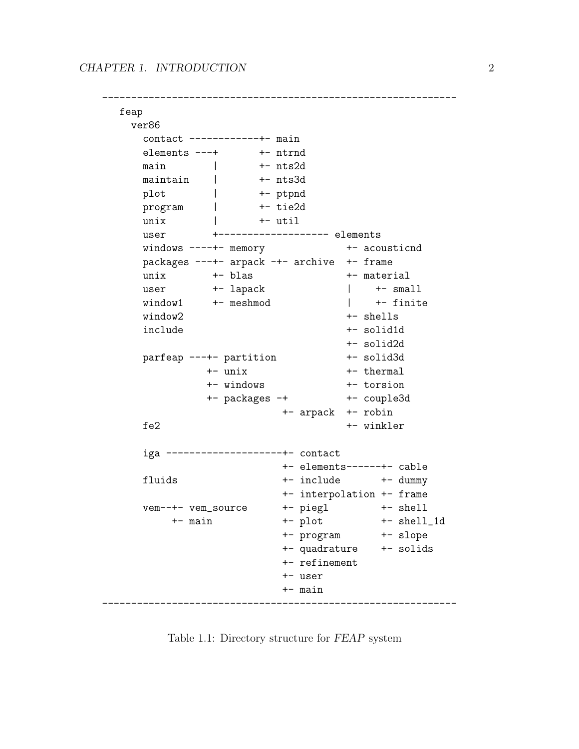```
------------------------------------------------------------
  feap
    ver86
      contact ------------+- main
      elements ---+       +- ntrnd
      main        |       +- nts2d
      maintain    |       +- nts3d
      plot        |       +- ptpnd
      program     |       +- tie2d
      unix        |       +- util
      user        +------------------- elements
      windows ----+- memory              +- acousticnd
      packages ---+- arpack -+- archive  +- frame
      unix        +- blas                +- material
      user        +- lapack              |    +- small
      window1     +- meshmod             |    +- finite
      window2                            +- shells
      include                            +- solid1d
                                         +- solid2d
      parfeap ---+- partition            +- solid3d
                 +- unix                 +- thermal
                 +- windows              +- torsion
                 +- packages -+          +- couple3d
                              +- arpack  +- robin
      fe2                                +- winkler

      iga --------------------+- contact
                              +- elements------+- cable
      fluids                  +- include       +- dummy
                              +- interpolation +- frame
      vem--+- vem_source      +- piegl         +- shell
           +- main            +- plot          +- shell_1d
                              +- program       +- slope
                              +- quadrature    +- solids
                              +- refinement
                              +- user
                              +- main
------------------------------------------------------------
```

Table 1.1: Directory structure for *FEAP* system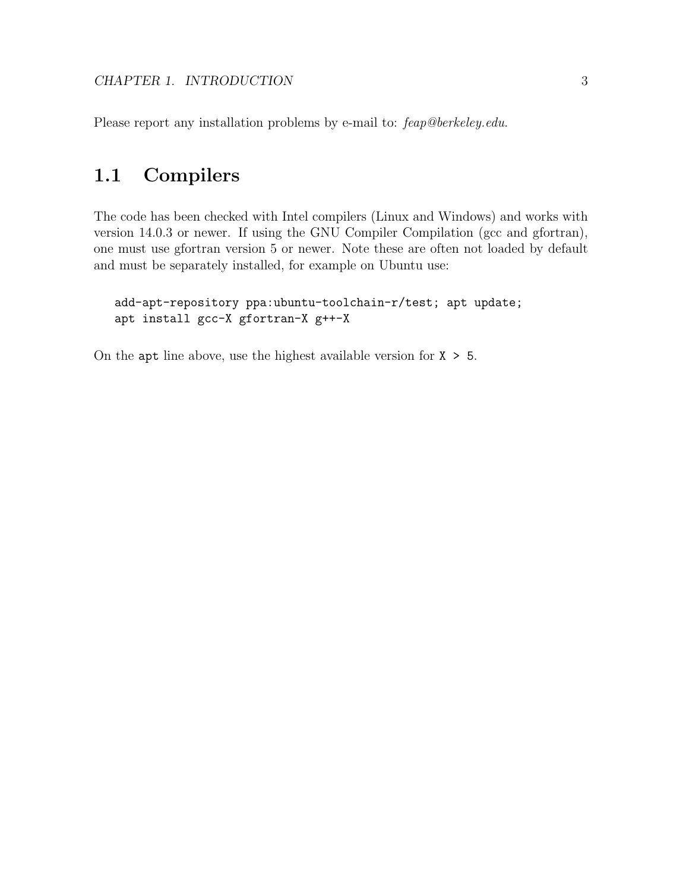Please report any installation problems by e-mail to: *feap@berkeley.edu*.

## 1.1 Compilers

The code has been checked with Intel compilers (Linux and Windows) and works with version 14.0.3 or newer. If using the GNU Compiler Compilation (gcc and gfortran), one must use gfortran version 5 or newer. Note these are often not loaded by default and must be separately installed, for example on Ubuntu use:

```
add-apt-repository ppa:ubuntu-toolchain-r/test; apt update;
apt install gcc-X gfortran-X g++-X
```

On the `apt` line above, use the highest available version for `X > 5`.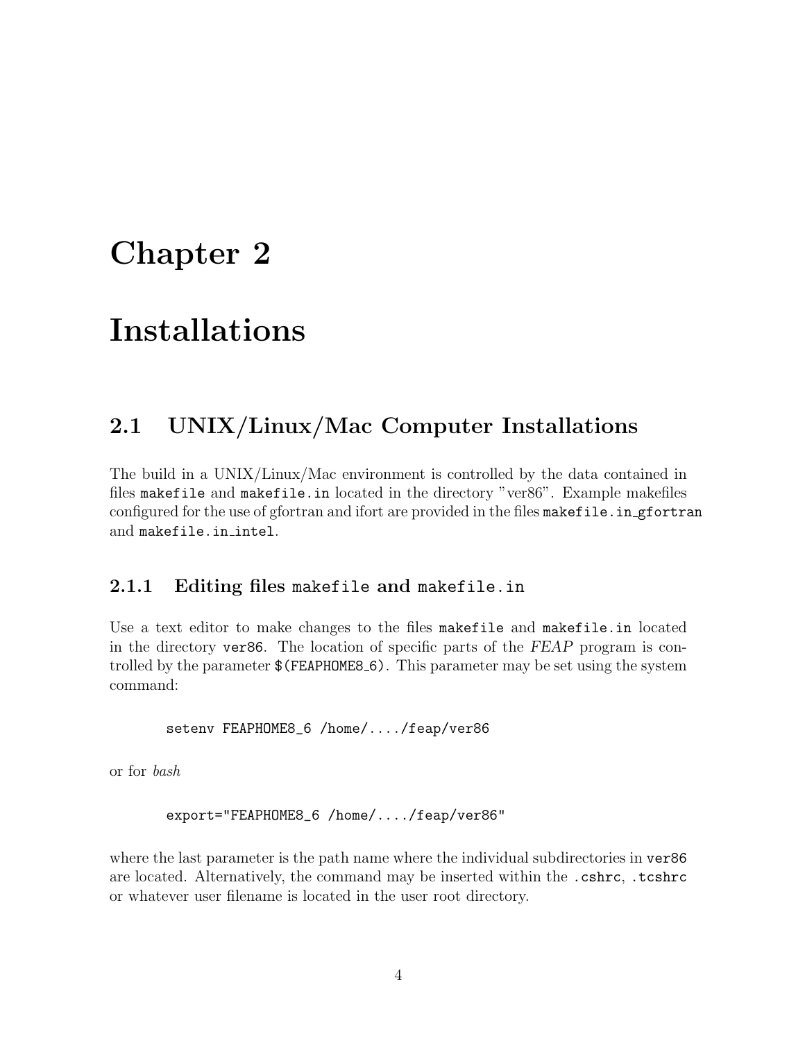# Chapter 2

# Installations

## 2.1 UNIX/Linux/Mac Computer Installations

The build in a UNIX/Linux/Mac environment is controlled by the data contained in files `makefile` and `makefile.in` located in the directory "ver86". Example makefiles configured for the use of gfortran and ifort are provided in the files `makefile.in_gfortran` and `makefile.in_intel`.

### 2.1.1 Editing files `makefile` and `makefile.in`

Use a text editor to make changes to the files `makefile` and `makefile.in` located in the directory `ver86`. The location of specific parts of the *FEAP* program is controlled by the parameter `$(FEAPHOME8_6)`. This parameter may be set using the system command:

```
setenv FEAPHOME8_6 /home/..../feap/ver86
```

or for *bash*

```
export="FEAPHOME8_6 /home/..../feap/ver86"
```

where the last parameter is the path name where the individual subdirectories in `ver86` are located. Alternatively, the command may be inserted within the `.cshrc`, `.tcshrc` or whatever user filename is located in the user root directory.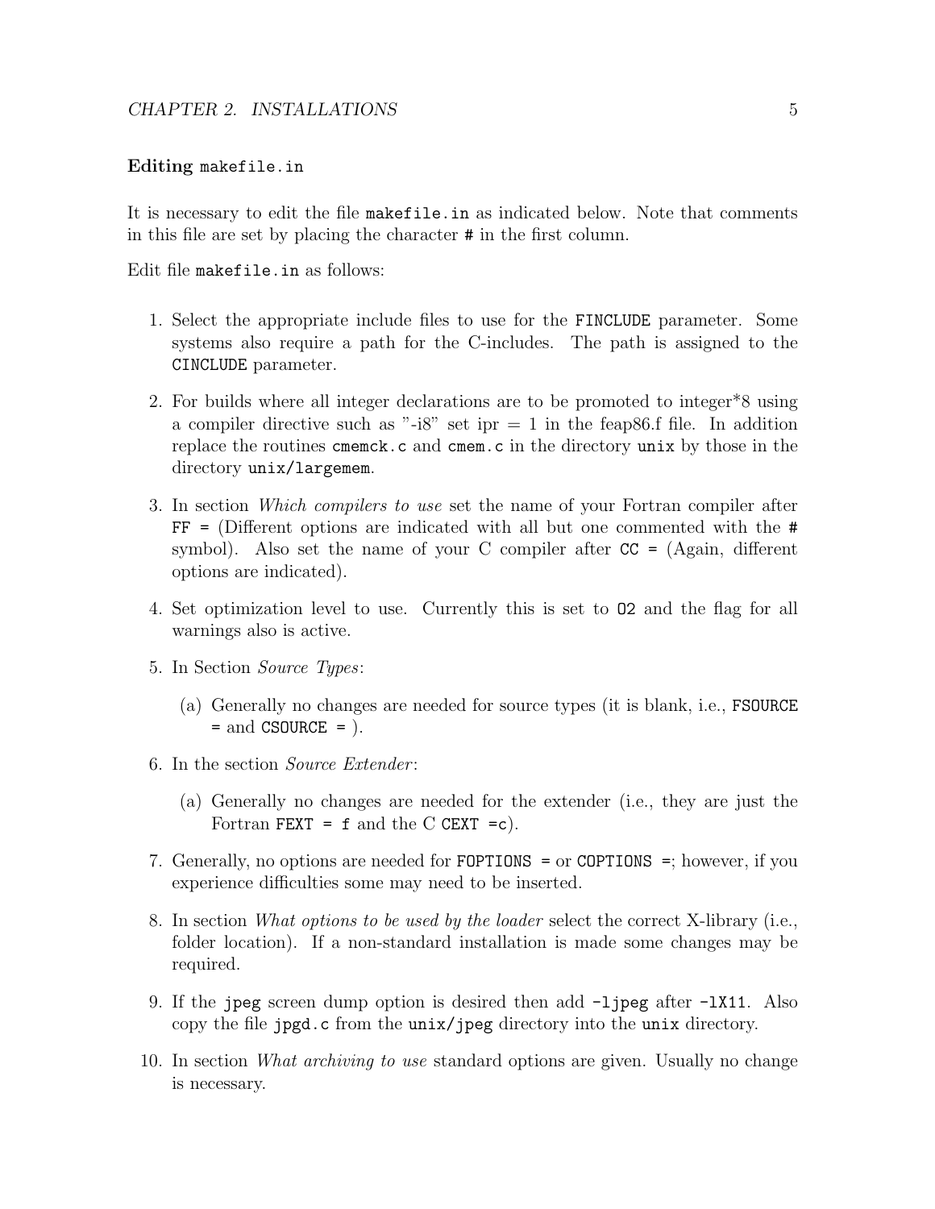**Editing `makefile.in`**

It is necessary to edit the file `makefile.in` as indicated below. Note that comments in this file are set by placing the character `#` in the first column.

Edit file `makefile.in` as follows:

1. Select the appropriate include files to use for the `FINCLUDE` parameter. Some systems also require a path for the C-includes. The path is assigned to the `CINCLUDE` parameter.
2. For builds where all integer declarations are to be promoted to integer*8 using a compiler directive such as "-i8" set ipr = 1 in the feap86.f file. In addition replace the routines `cmemck.c` and `cmem.c` in the directory `unix` by those in the directory `unix/largemem`.
3. In section *Which compilers to use* set the name of your Fortran compiler after `FF =` (Different options are indicated with all but one commented with the `#` symbol). Also set the name of your C compiler after `CC =` (Again, different options are indicated).
4. Set optimization level to use. Currently this is set to `O2` and the flag for all warnings also is active.
5. In Section *Source Types*:
   (a) Generally no changes are needed for source types (it is blank, i.e., `FSOURCE =` and `CSOURCE =` ).
6. In the section *Source Extender*:
   (a) Generally no changes are needed for the extender (i.e., they are just the Fortran `FEXT = f` and the C `CEXT =c`).
7. Generally, no options are needed for `FOPTIONS =` or `COPTIONS =`; however, if you experience difficulties some may need to be inserted.
8. In section *What options to be used by the loader* select the correct X-library (i.e., folder location). If a non-standard installation is made some changes may be required.
9. If the `jpeg` screen dump option is desired then add `-ljpeg` after `-lX11`. Also copy the file `jpgd.c` from the `unix/jpeg` directory into the `unix` directory.
10. In section *What archiving to use* standard options are given. Usually no change is necessary.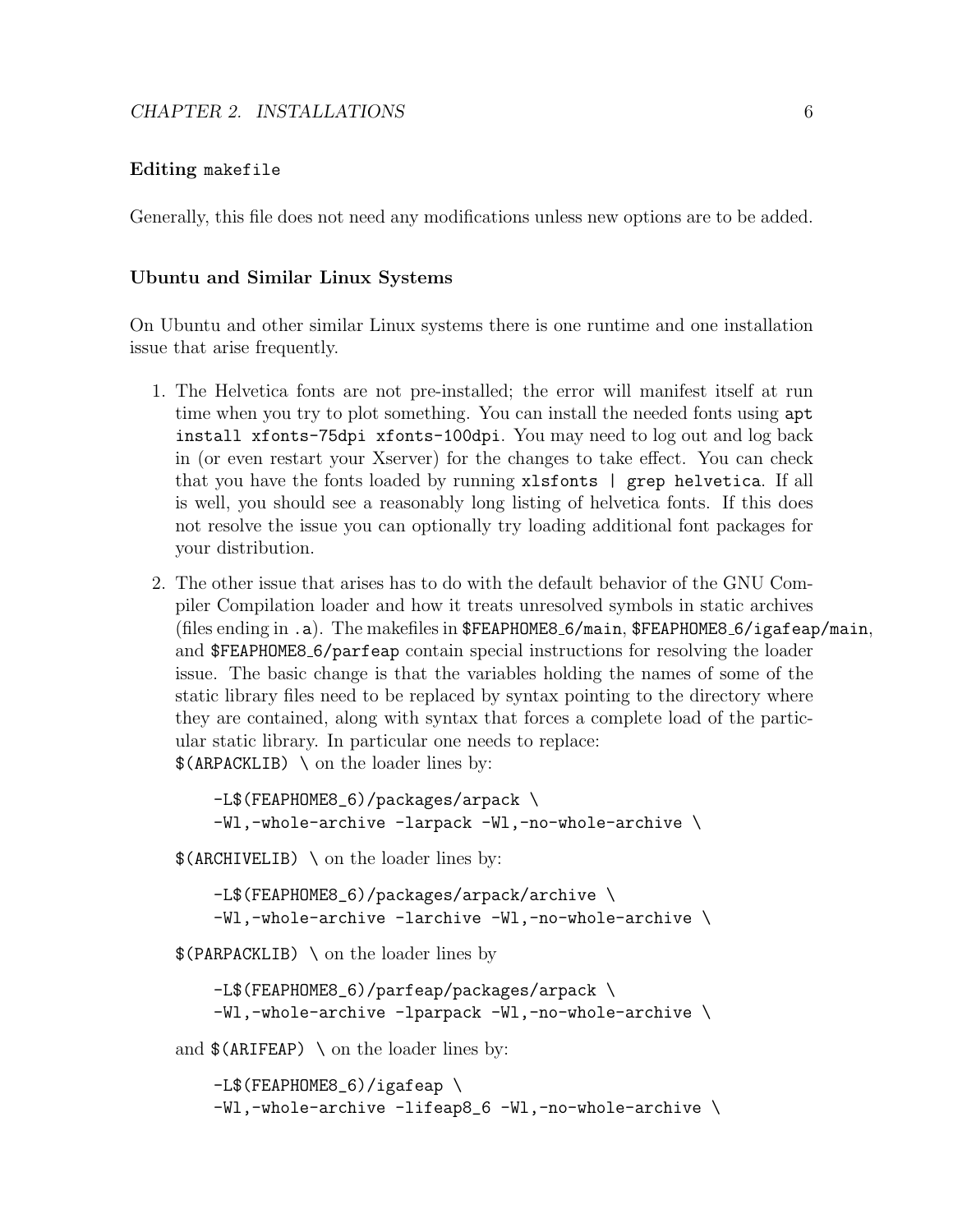**Editing `makefile`**

Generally, this file does not need any modifications unless new options are to be added.

**Ubuntu and Similar Linux Systems**

On Ubuntu and other similar Linux systems there is one runtime and one installation issue that arise frequently.

1. The Helvetica fonts are not pre-installed; the error will manifest itself at run time when you try to plot something. You can install the needed fonts using `apt install xfonts-75dpi xfonts-100dpi`. You may need to log out and log back in (or even restart your Xserver) for the changes to take effect. You can check that you have the fonts loaded by running `xlsfonts | grep helvetica`. If all is well, you should see a reasonably long listing of helvetica fonts. If this does not resolve the issue you can optionally try loading additional font packages for your distribution.

2. The other issue that arises has to do with the default behavior of the GNU Compiler Compilation loader and how it treats unresolved symbols in static archives (files ending in `.a`). The makefiles in `$FEAPHOME8_6/main`, `$FEAPHOME8_6/igafeap/main`, and `$FEAPHOME8_6/parfeap` contain special instructions for resolving the loader issue. The basic change is that the variables holding the names of some of the static library files need to be replaced by syntax pointing to the directory where they are contained, along with syntax that forces a complete load of the particular static library. In particular one needs to replace:
   `$(ARPACKLIB) \` on the loader lines by:

   ```
   -L$(FEAPHOME8_6)/packages/arpack \
   -Wl,-whole-archive -larpack -Wl,-no-whole-archive \
   ```

   `$(ARCHIVELIB) \` on the loader lines by:

   ```
   -L$(FEAPHOME8_6)/packages/arpack/archive \
   -Wl,-whole-archive -larchive -Wl,-no-whole-archive \
   ```

   `$(PARPACKLIB) \` on the loader lines by

   ```
   -L$(FEAPHOME8_6)/parfeap/packages/arpack \
   -Wl,-whole-archive -lparpack -Wl,-no-whole-archive \
   ```

   and `$(ARIFEAP) \` on the loader lines by:

   ```
   -L$(FEAPHOME8_6)/igafeap \
   -Wl,-whole-archive -lifeap8_6 -Wl,-no-whole-archive \
   ```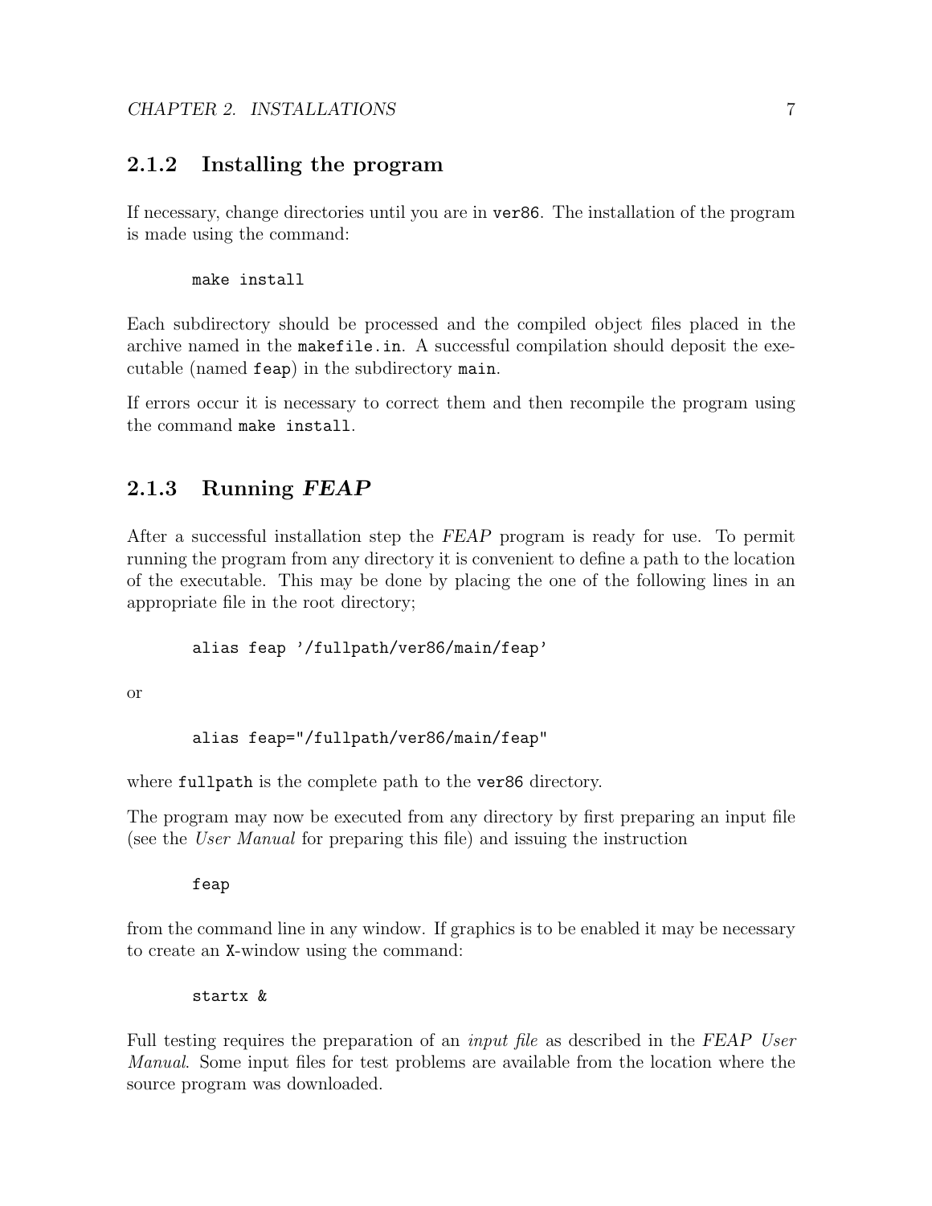### 2.1.2 Installing the program

If necessary, change directories until you are in `ver86`. The installation of the program is made using the command:

```
make install
```

Each subdirectory should be processed and the compiled object files placed in the archive named in the `makefile.in`. A successful compilation should deposit the executable (named `feap`) in the subdirectory `main`.

If errors occur it is necessary to correct them and then recompile the program using the command `make install`.

### 2.1.3 Running *FEAP*

After a successful installation step the *FEAP* program is ready for use. To permit running the program from any directory it is convenient to define a path to the location of the executable. This may be done by placing the one of the following lines in an appropriate file in the root directory;

```
alias feap '/fullpath/ver86/main/feap'
```

or

```
alias feap="/fullpath/ver86/main/feap"
```

where `fullpath` is the complete path to the `ver86` directory.

The program may now be executed from any directory by first preparing an input file (see the *User Manual* for preparing this file) and issuing the instruction

```
feap
```

from the command line in any window. If graphics is to be enabled it may be necessary to create an `X`-window using the command:

```
startx &
```

Full testing requires the preparation of an *input file* as described in the *FEAP User Manual*. Some input files for test problems are available from the location where the source program was downloaded.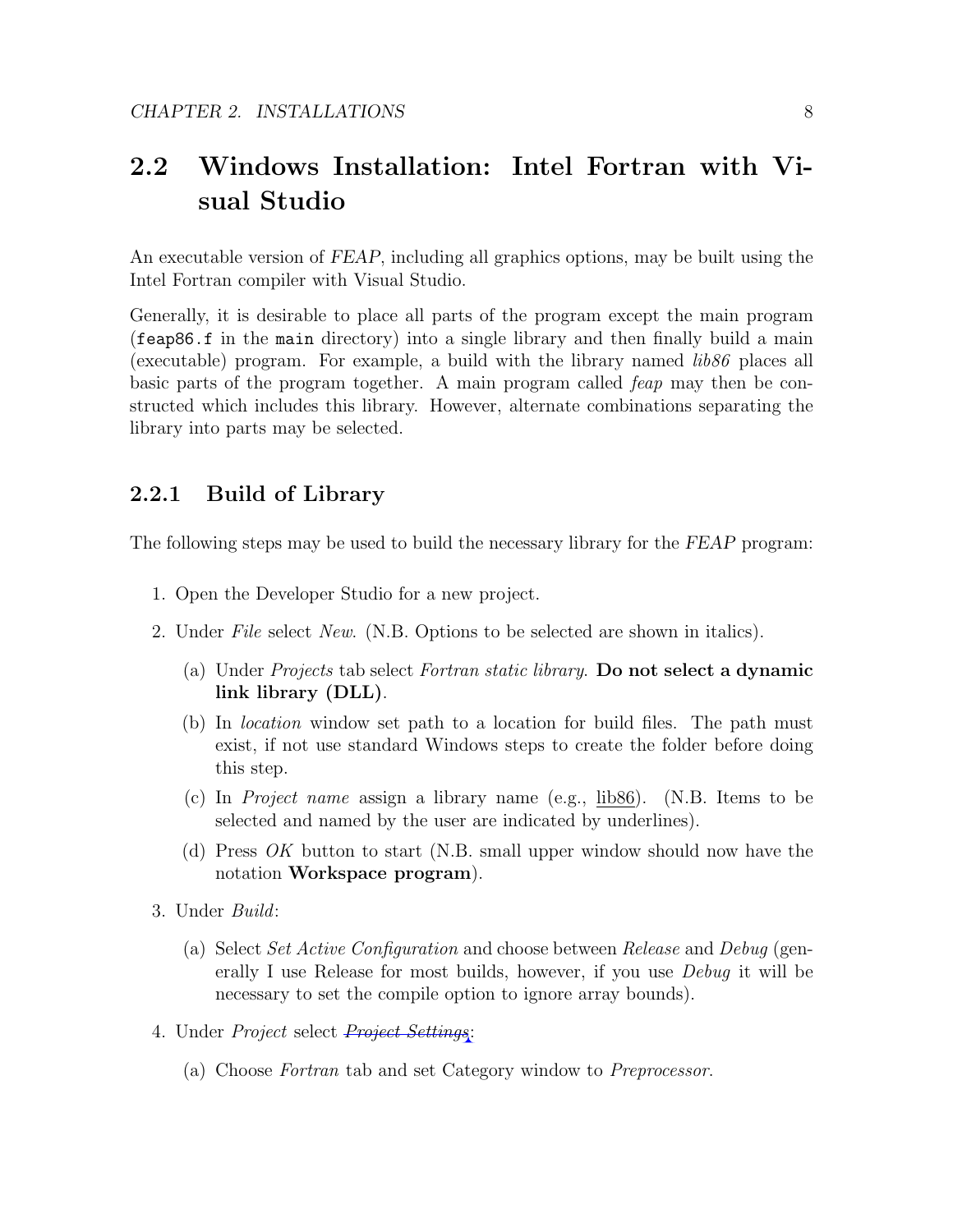## 2.2 Windows Installation: Intel Fortran with Visual Studio

An executable version of *FEAP*, including all graphics options, may be built using the Intel Fortran compiler with Visual Studio.

Generally, it is desirable to place all parts of the program except the main program (`feap86.f` in the `main` directory) into a single library and then finally build a main (executable) program. For example, a build with the library named *lib86* places all basic parts of the program together. A main program called *feap* may then be constructed which includes this library. However, alternate combinations separating the library into parts may be selected.

### 2.2.1 Build of Library

The following steps may be used to build the necessary library for the *FEAP* program:

1. Open the Developer Studio for a new project.
2. Under *File* select *New*. (N.B. Options to be selected are shown in italics).
   (a) Under *Projects* tab select *Fortran static library*. **Do not select a dynamic link library (DLL)**.
   (b) In *location* window set path to a location for build files. The path must exist, if not use standard Windows steps to create the folder before doing this step.
   (c) In *Project name* assign a library name (e.g., lib86). (N.B. Items to be selected and named by the user are indicated by underlines).
   (d) Press *OK* button to start (N.B. small upper window should now have the notation **Workspace program**).
3. Under *Build*:
   (a) Select *Set Active Configuration* and choose between *Release* and *Debug* (generally I use Release for most builds, however, if you use *Debug* it will be necessary to set the compile option to ignore array bounds).
4. Under *Project* select ~~*Project Settings*~~:
   (a) Choose *Fortran* tab and set Category window to *Preprocessor*.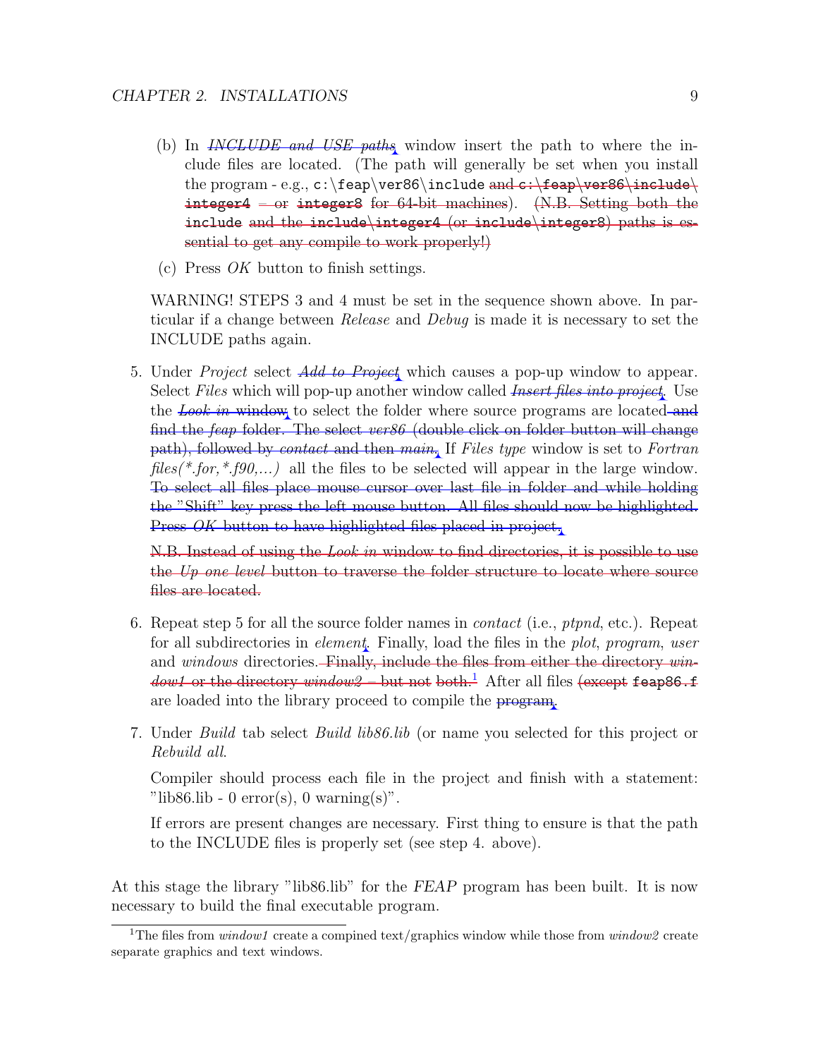(b) In ~~*INCLUDE and USE paths*~~ window insert the path to where the include files are located. (The path will generally be set when you install the program - e.g., `c:\feap\ver86\include` ~~and `c:\feap\ver86\include\integer4` – or `integer8` for 64-bit machines~~). ~~(N.B. Setting both the `include` and the `include\integer4` (or `include\integer8`) paths is essential to get any compile to work properly!)~~

(c) Press *OK* button to finish settings.

WARNING! STEPS 3 and 4 must be set in the sequence shown above. In particular if a change between *Release* and *Debug* is made it is necessary to set the INCLUDE paths again.

5. Under *Project* select ~~*Add to Project*~~ which causes a pop-up window to appear. Select *Files* which will pop-up another window called ~~*Insert files into project*~~. Use the ~~*Look in* window~~ to select the folder where source programs are located ~~and find the *feap* folder. The select *ver86* (double click on folder button will change path), followed by *contact* and then *main*.~~ If *Files type* window is set to *Fortran files(*.for,*.f90,...)* all the files to be selected will appear in the large window. ~~To select all files place mouse cursor over last file in folder and while holding the "Shift" key press the left mouse button. All files should now be highlighted. Press *OK* button to have highlighted files placed in project.~~

   ~~N.B. Instead of using the *Look in* window to find directories, it is possible to use the *Up one level* button to traverse the folder structure to locate where source files are located.~~

6. Repeat step 5 for all the source folder names in *contact* (i.e., *ptpnd*, etc.). Repeat for all subdirectories in *element*. Finally, load the files in the *plot*, *program*, *user* and *windows* directories. ~~Finally, include the files from either the directory *window1* or the directory *window2* – but not both.~~[1] After all files ~~(except~~ `feap86.f` are loaded into the library proceed to compile the ~~program~~.

7. Under *Build* tab select *Build lib86.lib* (or name you selected for this project or *Rebuild all*.

   Compiler should process each file in the project and finish with a statement: "lib86.lib - 0 error(s), 0 warning(s)".

   If errors are present changes are necessary. First thing to ensure is that the path to the INCLUDE files is properly set (see step 4. above).

At this stage the library "lib86.lib" for the *FEAP* program has been built. It is now necessary to build the final executable program.

---

[1] The files from *window1* create a compined text/graphics window while those from *window2* create separate graphics and text windows.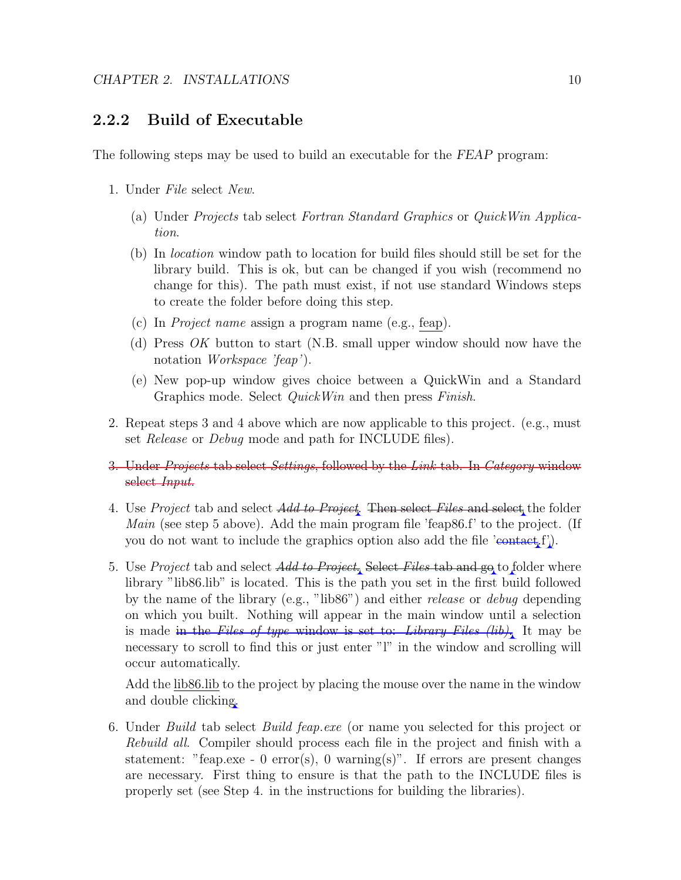### 2.2.2 Build of Executable

The following steps may be used to build an executable for the *FEAP* program:

1. Under *File* select *New*.
   (a) Under *Projects* tab select *Fortran Standard Graphics* or *QuickWin Application*.
   (b) In *location* window path to location for build files should still be set for the library build. This is ok, but can be changed if you wish (recommend no change for this). The path must exist, if not use standard Windows steps to create the folder before doing this step.
   (c) In *Project name* assign a program name (e.g., feap).
   (d) Press *OK* button to start (N.B. small upper window should now have the notation *Workspace 'feap'*).
   (e) New pop-up window gives choice between a QuickWin and a Standard Graphics mode. Select *QuickWin* and then press *Finish*.
2. Repeat steps 3 and 4 above which are now applicable to this project. (e.g., must set *Release* or *Debug* mode and path for INCLUDE files).
3. ~~Under *Projects* tab select *Settings*, followed by the *Link* tab. In *Category* window select *Input*.~~
4. Use *Project* tab and select ~~*Add to Project*.~~ ~~Then select *Files* and select~~ the folder *Main* (see step 5 above). Add the main program file 'feap86.f' to the project. (If you do not want to include the graphics option also add the file '~~contact~~.f').
5. Use *Project* tab and select ~~*Add to Project*.~~ ~~Select *Files* tab and go~~ to folder where library "lib86.lib" is located. This is the path you set in the first build followed by the name of the library (e.g., "lib86") and either *release* or *debug* depending on which you built. Nothing will appear in the main window until a selection is made ~~in the *Files of type* window is set to: *Library Files (lib)*.~~ It may be necessary to scroll to find this or just enter "l" in the window and scrolling will occur automatically.

   Add the lib86.lib to the project by placing the mouse over the name in the window and double clicking.
6. Under *Build* tab select *Build feap.exe* (or name you selected for this project or *Rebuild all*. Compiler should process each file in the project and finish with a statement: "feap.exe - 0 error(s), 0 warning(s)". If errors are present changes are necessary. First thing to ensure is that the path to the INCLUDE files is properly set (see Step 4. in the instructions for building the libraries).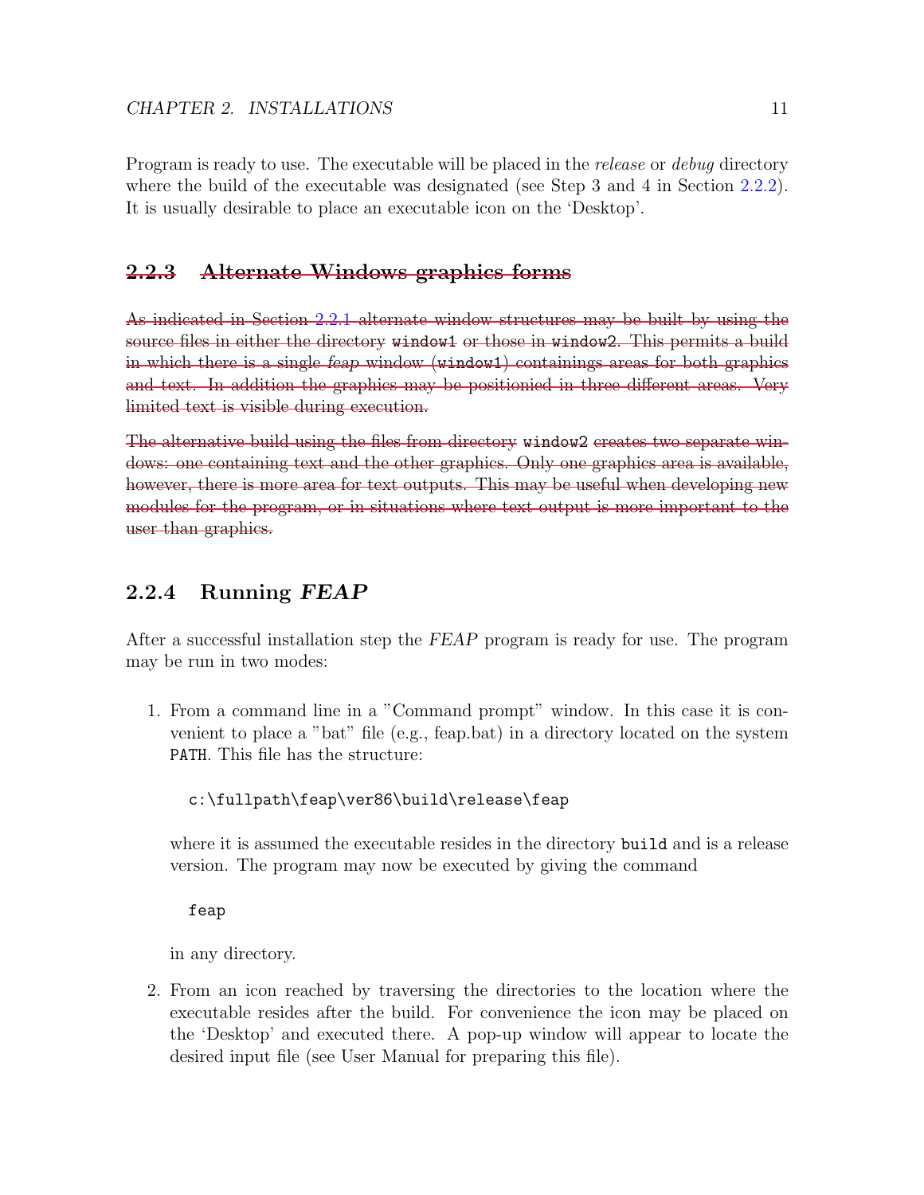Program is ready to use. The executable will be placed in the *release* or *debug* directory where the build of the executable was designated (see Step 3 and 4 in Section 2.2.2). It is usually desirable to place an executable icon on the 'Desktop'.

### ~~2.2.3 Alternate Windows graphics forms~~

~~As indicated in Section 2.2.1 alternate window structures may be built by using the source files in either the directory `window1` or those in `window2`. This permits a build in which there is a single *feap* window (`window1`) containings areas for both graphics and text. In addition the graphics may be positionied in three different areas. Very limited text is visible during execution.~~

~~The alternative build using the files from directory `window2` creates two separate windows: one containing text and the other graphics. Only one graphics area is available, however, there is more area for text outputs. This may be useful when developing new modules for the program, or in situations where text output is more important to the user than graphics.~~

### 2.2.4 Running *FEAP*

After a successful installation step the *FEAP* program is ready for use. The program may be run in two modes:

1. From a command line in a "Command prompt" window. In this case it is convenient to place a "bat" file (e.g., feap.bat) in a directory located on the system `PATH`. This file has the structure:

   ```
   c:\fullpath\feap\ver86\build\release\feap
   ```

   where it is assumed the executable resides in the directory `build` and is a release version. The program may now be executed by giving the command

   ```
   feap
   ```

   in any directory.

2. From an icon reached by traversing the directories to the location where the executable resides after the build. For convenience the icon may be placed on the 'Desktop' and executed there. A pop-up window will appear to locate the desired input file (see User Manual for preparing this file).